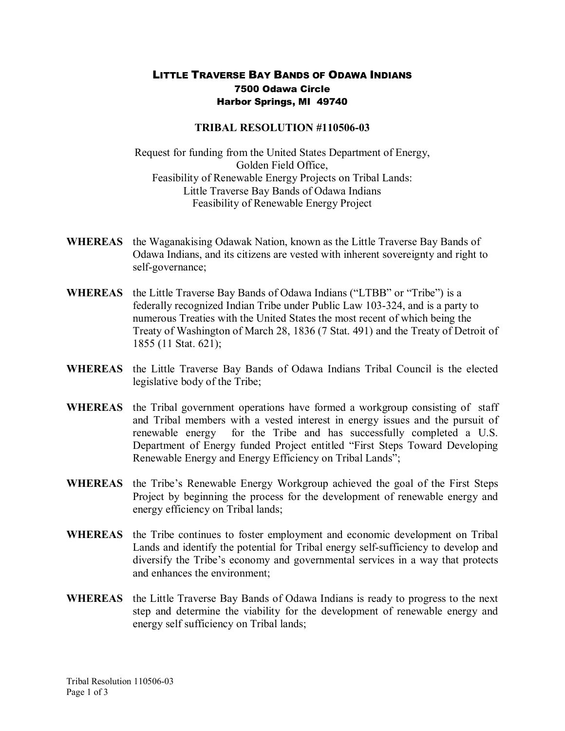# LITTLE TRAVERSE BAY BANDS OF ODAWA INDIANS

**7500 Odawa Circle**
**Harbor Springs, MI 49740**

## TRIBAL RESOLUTION #110506-03

Request for funding from the United States Department of Energy,
Golden Field Office,
Feasibility of Renewable Energy Projects on Tribal Lands:
Little Traverse Bay Bands of Odawa Indians
Feasibility of Renewable Energy Project

**WHEREAS** the Waganakising Odawak Nation, known as the Little Traverse Bay Bands of Odawa Indians, and its citizens are vested with inherent sovereignty and right to self-governance;

**WHEREAS** the Little Traverse Bay Bands of Odawa Indians ("LTBB" or "Tribe") is a federally recognized Indian Tribe under Public Law 103-324, and is a party to numerous Treaties with the United States the most recent of which being the Treaty of Washington of March 28, 1836 (7 Stat. 491) and the Treaty of Detroit of 1855 (11 Stat. 621);

**WHEREAS** the Little Traverse Bay Bands of Odawa Indians Tribal Council is the elected legislative body of the Tribe;

**WHEREAS** the Tribal government operations have formed a workgroup consisting of staff and Tribal members with a vested interest in energy issues and the pursuit of renewable energy for the Tribe and has successfully completed a U.S. Department of Energy funded Project entitled "First Steps Toward Developing Renewable Energy and Energy Efficiency on Tribal Lands";

**WHEREAS** the Tribe's Renewable Energy Workgroup achieved the goal of the First Steps Project by beginning the process for the development of renewable energy and energy efficiency on Tribal lands;

**WHEREAS** the Tribe continues to foster employment and economic development on Tribal Lands and identify the potential for Tribal energy self-sufficiency to develop and diversify the Tribe's economy and governmental services in a way that protects and enhances the environment;

**WHEREAS** the Little Traverse Bay Bands of Odawa Indians is ready to progress to the next step and determine the viability for the development of renewable energy and energy self sufficiency on Tribal lands;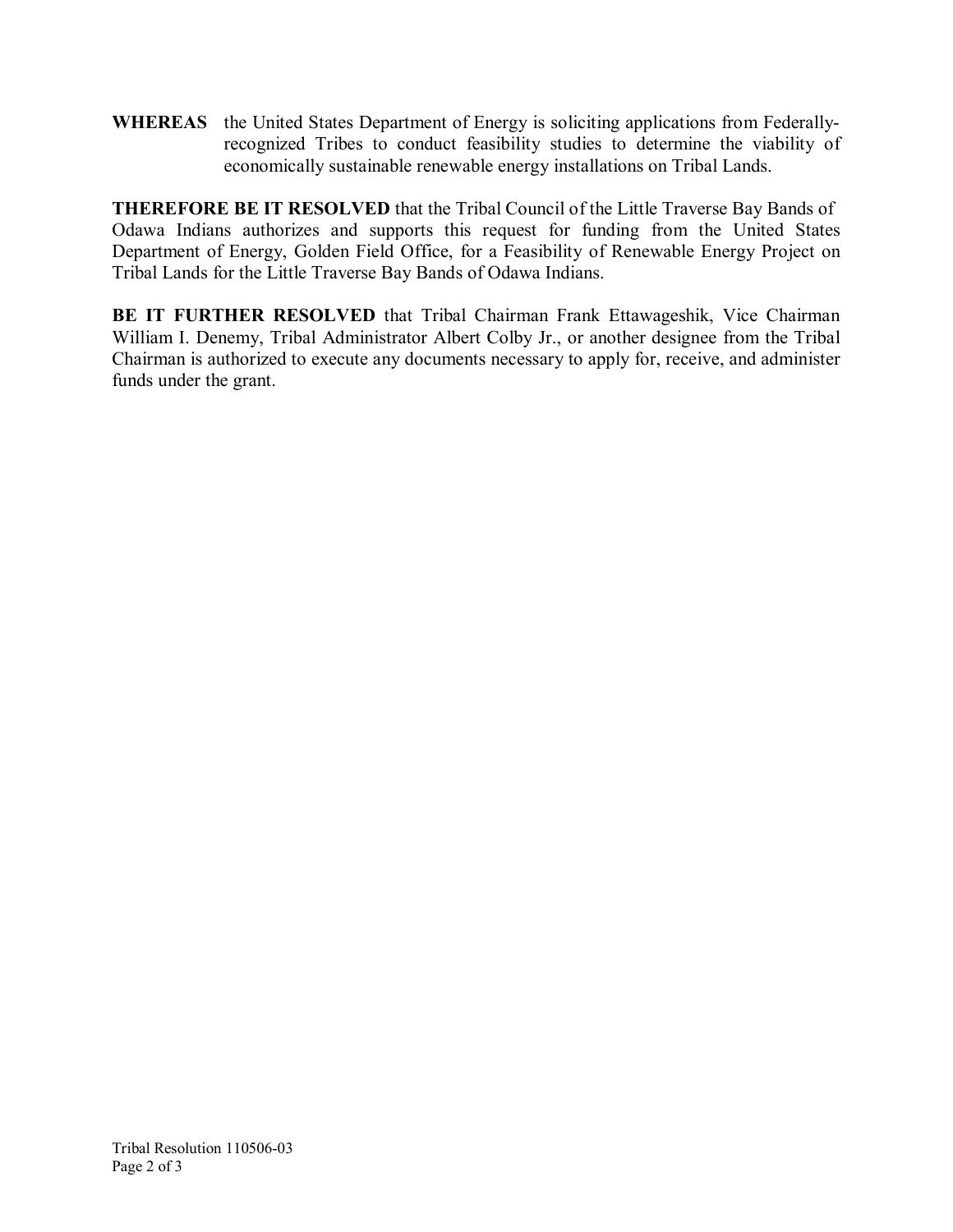**WHEREAS** the United States Department of Energy is soliciting applications from Federally-recognized Tribes to conduct feasibility studies to determine the viability of economically sustainable renewable energy installations on Tribal Lands.

**THEREFORE BE IT RESOLVED** that the Tribal Council of the Little Traverse Bay Bands of Odawa Indians authorizes and supports this request for funding from the United States Department of Energy, Golden Field Office, for a Feasibility of Renewable Energy Project on Tribal Lands for the Little Traverse Bay Bands of Odawa Indians.

**BE IT FURTHER RESOLVED** that Tribal Chairman Frank Ettawageshik, Vice Chairman William I. Denemy, Tribal Administrator Albert Colby Jr., or another designee from the Tribal Chairman is authorized to execute any documents necessary to apply for, receive, and administer funds under the grant.

Tribal Resolution 110506-03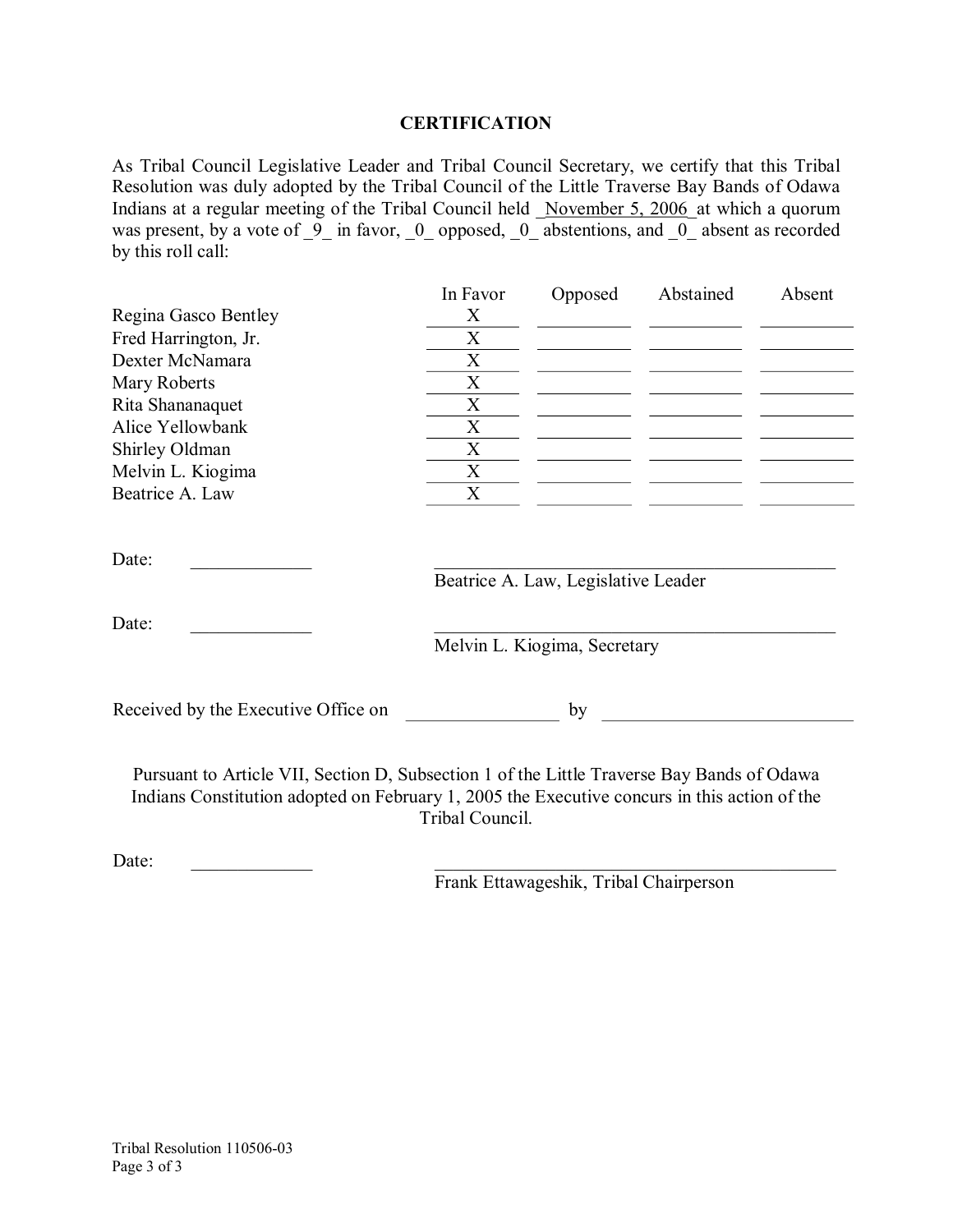## CERTIFICATION

As Tribal Council Legislative Leader and Tribal Council Secretary, we certify that this Tribal Resolution was duly adopted by the Tribal Council of the Little Traverse Bay Bands of Odawa Indians at a regular meeting of the Tribal Council held _November 5, 2006_ at which a quorum was present, by a vote of _9_ in favor, _0_ opposed, _0_ abstentions, and _0_ absent as recorded by this roll call:

| | In Favor | Opposed | Abstained | Absent |
|---|---|---|---|---|
| Regina Gasco Bentley | X | | | |
| Fred Harrington, Jr. | X | | | |
| Dexter McNamara | X | | | |
| Mary Roberts | X | | | |
| Rita Shananaquet | X | | | |
| Alice Yellowbank | X | | | |
| Shirley Oldman | X | | | |
| Melvin L. Kiogima | X | | | |
| Beatrice A. Law | X | | | |

Date: _____________ _____________________________________
Beatrice A. Law, Legislative Leader

Date: _____________ _____________________________________
Melvin L. Kiogima, Secretary

Received by the Executive Office on ________________ by ___________________________

Pursuant to Article VII, Section D, Subsection 1 of the Little Traverse Bay Bands of Odawa Indians Constitution adopted on February 1, 2005 the Executive concurs in this action of the Tribal Council.

Date: _____________ _____________________________________
Frank Ettawageshik, Tribal Chairperson

Tribal Resolution 110506-03